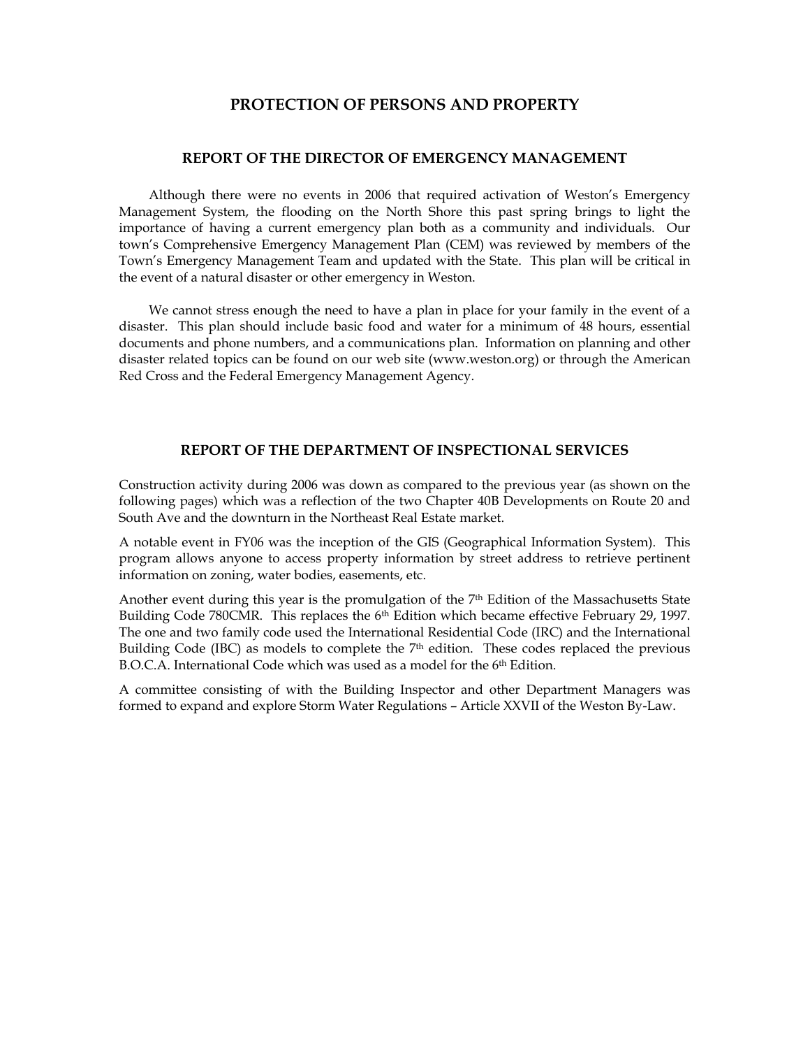# PROTECTION OF PERSONS AND PROPERTY

## REPORT OF THE DIRECTOR OF EMERGENCY MANAGEMENT

Although there were no events in 2006 that required activation of Weston's Emergency Management System, the flooding on the North Shore this past spring brings to light the importance of having a current emergency plan both as a community and individuals. Our town's Comprehensive Emergency Management Plan (CEM) was reviewed by members of the Town's Emergency Management Team and updated with the State. This plan will be critical in the event of a natural disaster or other emergency in Weston.

We cannot stress enough the need to have a plan in place for your family in the event of a disaster. This plan should include basic food and water for a minimum of 48 hours, essential documents and phone numbers, and a communications plan. Information on planning and other disaster related topics can be found on our web site (www.weston.org) or through the American Red Cross and the Federal Emergency Management Agency.

## REPORT OF THE DEPARTMENT OF INSPECTIONAL SERVICES

Construction activity during 2006 was down as compared to the previous year (as shown on the following pages) which was a reflection of the two Chapter 40B Developments on Route 20 and South Ave and the downturn in the Northeast Real Estate market.

A notable event in FY06 was the inception of the GIS (Geographical Information System). This program allows anyone to access property information by street address to retrieve pertinent information on zoning, water bodies, easements, etc.

Another event during this year is the promulgation of the 7th Edition of the Massachusetts State Building Code 780CMR. This replaces the 6th Edition which became effective February 29, 1997. The one and two family code used the International Residential Code (IRC) and the International Building Code (IBC) as models to complete the 7th edition. These codes replaced the previous B.O.C.A. International Code which was used as a model for the 6th Edition.

A committee consisting of with the Building Inspector and other Department Managers was formed to expand and explore Storm Water Regulations – Article XXVII of the Weston By-Law.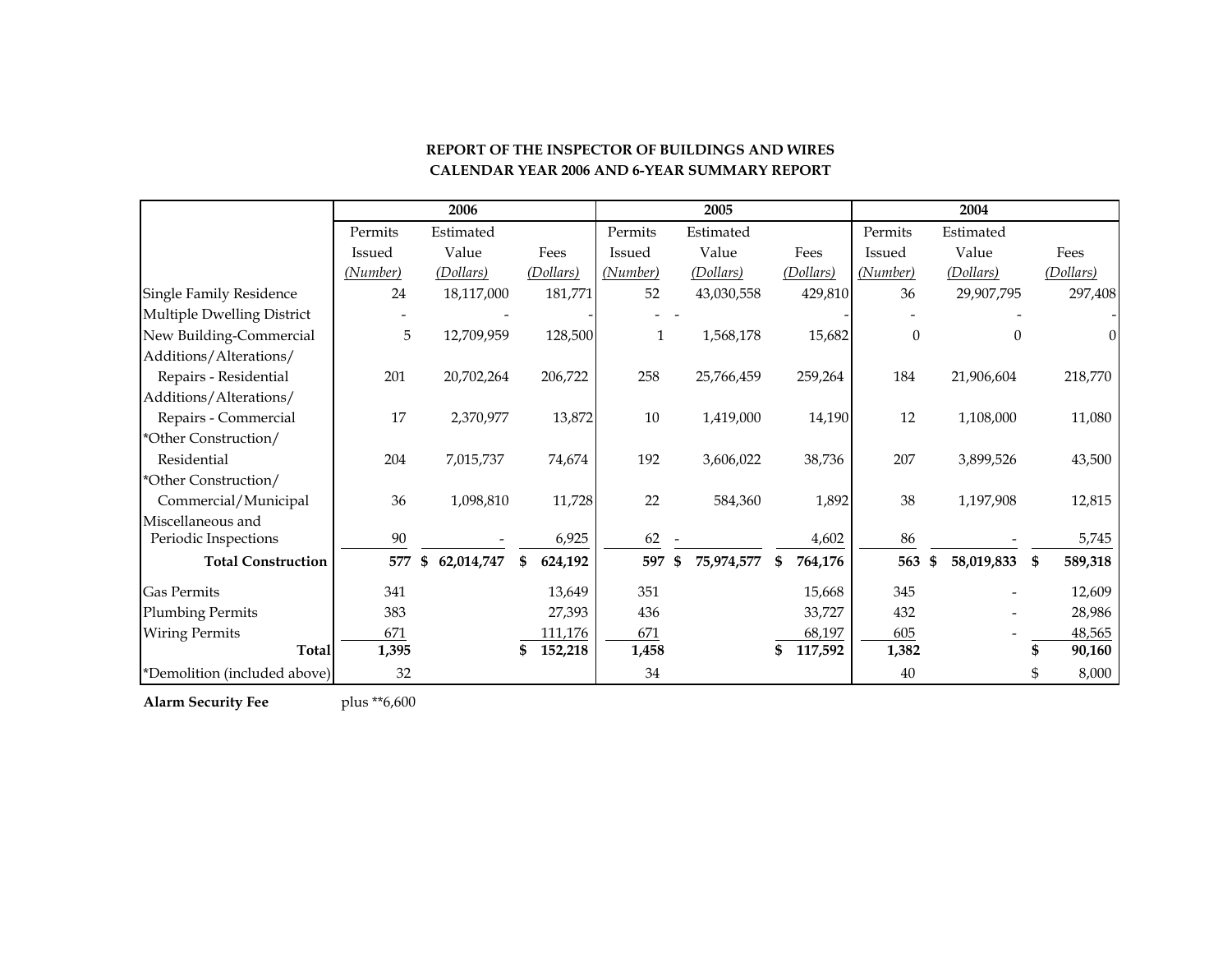**REPORT OF THE INSPECTOR OF BUILDINGS AND WIRES**
**CALENDAR YEAR 2006 AND 6-YEAR SUMMARY REPORT**

| | 2006 | | | 2005 | | | 2004 | | |
|---|---|---|---|---|---|---|---|---|---|
| | Permits Issued *(Number)* | Estimated Value *(Dollars)* | Fees *(Dollars)* | Permits Issued *(Number)* | Estimated Value *(Dollars)* | Fees *(Dollars)* | Permits Issued *(Number)* | Estimated Value *(Dollars)* | Fees *(Dollars)* |
| Single Family Residence | 24 | 18,117,000 | 181,771 | 52 | 43,030,558 | 429,810 | 36 | 29,907,795 | 297,408 |
| Multiple Dwelling District | - | - | - | - | - | - | - | - | - |
| New Building-Commercial | 5 | 12,709,959 | 128,500 | 1 | 1,568,178 | 15,682 | 0 | 0 | 0 |
| Additions/Alterations/ Repairs - Residential | 201 | 20,702,264 | 206,722 | 258 | 25,766,459 | 259,264 | 184 | 21,906,604 | 218,770 |
| Additions/Alterations/ Repairs - Commercial | 17 | 2,370,977 | 13,872 | 10 | 1,419,000 | 14,190 | 12 | 1,108,000 | 11,080 |
| *Other Construction/ Residential | 204 | 7,015,737 | 74,674 | 192 | 3,606,022 | 38,736 | 207 | 3,899,526 | 43,500 |
| *Other Construction/ Commercial/Municipal | 36 | 1,098,810 | 11,728 | 22 | 584,360 | 1,892 | 38 | 1,197,908 | 12,815 |
| Miscellaneous and Periodic Inspections | 90 | - | 6,925 | 62 | - | 4,602 | 86 | - | 5,745 |
| **Total Construction** | **577** | **$ 62,014,747** | **$ 624,192** | **597** | **$ 75,974,577** | **$ 764,176** | **563** | **$ 58,019,833** | **$ 589,318** |
| Gas Permits | 341 | | 13,649 | 351 | | 15,668 | 345 | - | 12,609 |
| Plumbing Permits | 383 | | 27,393 | 436 | | 33,727 | 432 | - | 28,986 |
| Wiring Permits | 671 | | 111,176 | 671 | | 68,197 | 605 | - | 48,565 |
| **Total** | **1,395** | | **$ 152,218** | **1,458** | | **$ 117,592** | **1,382** | | **$ 90,160** |
| *Demolition (included above) | 32 | | | 34 | | | 40 | | $ 8,000 |

**Alarm Security Fee** plus **6,600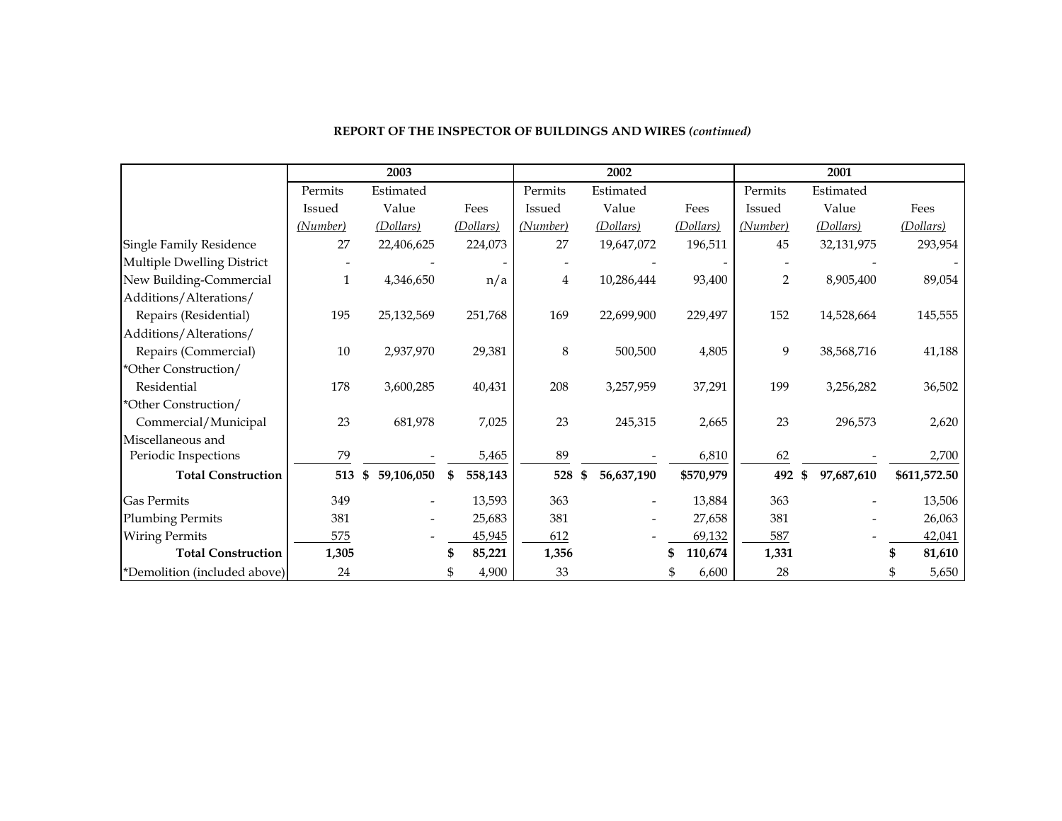**REPORT OF THE INSPECTOR OF BUILDINGS AND WIRES *(continued)***

| | 2003 | | | 2002 | | | 2001 | | |
|---|---|---|---|---|---|---|---|---|---|
| | Permits Issued *(Number)* | Estimated Value *(Dollars)* | Fees *(Dollars)* | Permits Issued *(Number)* | Estimated Value *(Dollars)* | Fees *(Dollars)* | Permits Issued *(Number)* | Estimated Value *(Dollars)* | Fees *(Dollars)* |
| Single Family Residence | 27 | 22,406,625 | 224,073 | 27 | 19,647,072 | 196,511 | 45 | 32,131,975 | 293,954 |
| Multiple Dwelling District | - | - | - | - | - | - | - | - | - |
| New Building-Commercial | 1 | 4,346,650 | n/a | 4 | 10,286,444 | 93,400 | 2 | 8,905,400 | 89,054 |
| Additions/Alterations/ Repairs (Residential) | 195 | 25,132,569 | 251,768 | 169 | 22,699,900 | 229,497 | 152 | 14,528,664 | 145,555 |
| Additions/Alterations/ Repairs (Commercial) | 10 | 2,937,970 | 29,381 | 8 | 500,500 | 4,805 | 9 | 38,568,716 | 41,188 |
| *Other Construction/ Residential | 178 | 3,600,285 | 40,431 | 208 | 3,257,959 | 37,291 | 199 | 3,256,282 | 36,502 |
| *Other Construction/ Commercial/Municipal | 23 | 681,978 | 7,025 | 23 | 245,315 | 2,665 | 23 | 296,573 | 2,620 |
| Miscellaneous and Periodic Inspections | 79 | - | 5,465 | 89 | - | 6,810 | 62 | - | 2,700 |
| **Total Construction** | **513** | **$ 59,106,050** | **$ 558,143** | **528** | **$ 56,637,190** | **$570,979** | **492** | **$ 97,687,610** | **$611,572.50** |
| Gas Permits | 349 | - | 13,593 | 363 | - | 13,884 | 363 | - | 13,506 |
| Plumbing Permits | 381 | - | 25,683 | 381 | - | 27,658 | 381 | - | 26,063 |
| Wiring Permits | 575 | - | 45,945 | 612 | - | 69,132 | 587 | - | 42,041 |
| **Total Construction** | **1,305** | | **$ 85,221** | **1,356** | | **$ 110,674** | **1,331** | | **$ 81,610** |
| *Demolition (included above) | 24 | | $ 4,900 | 33 | | $ 6,600 | 28 | | $ 5,650 |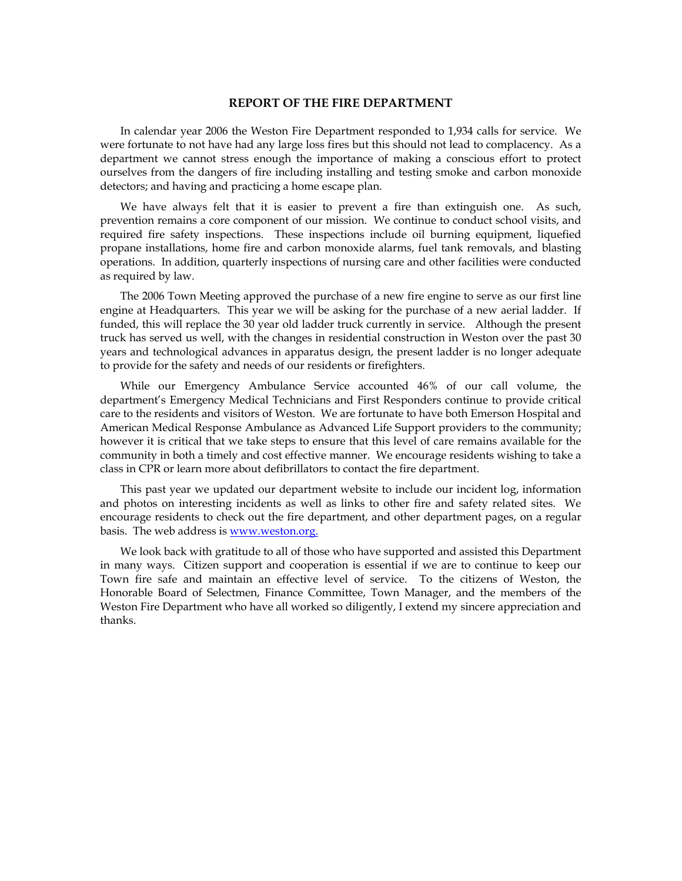## REPORT OF THE FIRE DEPARTMENT

In calendar year 2006 the Weston Fire Department responded to 1,934 calls for service. We were fortunate to not have had any large loss fires but this should not lead to complacency. As a department we cannot stress enough the importance of making a conscious effort to protect ourselves from the dangers of fire including installing and testing smoke and carbon monoxide detectors; and having and practicing a home escape plan.

We have always felt that it is easier to prevent a fire than extinguish one. As such, prevention remains a core component of our mission. We continue to conduct school visits, and required fire safety inspections. These inspections include oil burning equipment, liquefied propane installations, home fire and carbon monoxide alarms, fuel tank removals, and blasting operations. In addition, quarterly inspections of nursing care and other facilities were conducted as required by law.

The 2006 Town Meeting approved the purchase of a new fire engine to serve as our first line engine at Headquarters. This year we will be asking for the purchase of a new aerial ladder. If funded, this will replace the 30 year old ladder truck currently in service. Although the present truck has served us well, with the changes in residential construction in Weston over the past 30 years and technological advances in apparatus design, the present ladder is no longer adequate to provide for the safety and needs of our residents or firefighters.

While our Emergency Ambulance Service accounted 46% of our call volume, the department's Emergency Medical Technicians and First Responders continue to provide critical care to the residents and visitors of Weston. We are fortunate to have both Emerson Hospital and American Medical Response Ambulance as Advanced Life Support providers to the community; however it is critical that we take steps to ensure that this level of care remains available for the community in both a timely and cost effective manner. We encourage residents wishing to take a class in CPR or learn more about defibrillators to contact the fire department.

This past year we updated our department website to include our incident log, information and photos on interesting incidents as well as links to other fire and safety related sites. We encourage residents to check out the fire department, and other department pages, on a regular basis. The web address is www.weston.org.

We look back with gratitude to all of those who have supported and assisted this Department in many ways. Citizen support and cooperation is essential if we are to continue to keep our Town fire safe and maintain an effective level of service. To the citizens of Weston, the Honorable Board of Selectmen, Finance Committee, Town Manager, and the members of the Weston Fire Department who have all worked so diligently, I extend my sincere appreciation and thanks.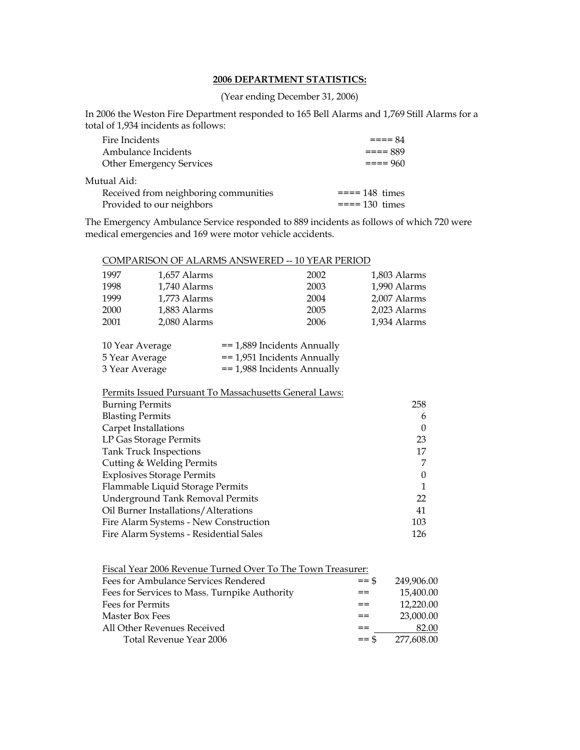## **2006 DEPARTMENT STATISTICS:**

(Year ending December 31, 2006)

In 2006 the Weston Fire Department responded to 165 Bell Alarms and 1,769 Still Alarms for a total of 1,934 incidents as follows:

| | |
|---|---|
| Fire Incidents | ==== 84 |
| Ambulance Incidents | ==== 889 |
| Other Emergency Services | ==== 960 |

Mutual Aid:

| | |
|---|---|
| Received from neighboring communities | ==== 148 times |
| Provided to our neighbors | ==== 130 times |

The Emergency Ambulance Service responded to 889 incidents as follows of which 720 were medical emergencies and 169 were motor vehicle accidents.

COMPARISON OF ALARMS ANSWERED -- 10 YEAR PERIOD

| | | | |
|---|---|---|---|
| 1997 | 1,657 Alarms | 2002 | 1,803 Alarms |
| 1998 | 1,740 Alarms | 2003 | 1,990 Alarms |
| 1999 | 1,773 Alarms | 2004 | 2,007 Alarms |
| 2000 | 1,883 Alarms | 2005 | 2,023 Alarms |
| 2001 | 2,080 Alarms | 2006 | 1,934 Alarms |

| | |
|---|---|
| 10 Year Average | == 1,889 Incidents Annually |
| 5 Year Average | == 1,951 Incidents Annually |
| 3 Year Average | == 1,988 Incidents Annually |

Permits Issued Pursuant To Massachusetts General Laws:

| | |
|---|---|
| Burning Permits | 258 |
| Blasting Permits | 6 |
| Carpet Installations | 0 |
| LP Gas Storage Permits | 23 |
| Tank Truck Inspections | 17 |
| Cutting & Welding Permits | 7 |
| Explosives Storage Permits | 0 |
| Flammable Liquid Storage Permits | 1 |
| Underground Tank Removal Permits | 22 |
| Oil Burner Installations/Alterations | 41 |
| Fire Alarm Systems - New Construction | 103 |
| Fire Alarm Systems - Residential Sales | 126 |

Fiscal Year 2006 Revenue Turned Over To The Town Treasurer:

| | | |
|---|---|---|
| Fees for Ambulance Services Rendered | == $ | 249,906.00 |
| Fees for Services to Mass. Turnpike Authority | == | 15,400.00 |
| Fees for Permits | == | 12,220.00 |
| Master Box Fees | == | 23,000.00 |
| All Other Revenues Received | == | 82.00 |
| Total Revenue Year 2006 | == $ | 277,608.00 |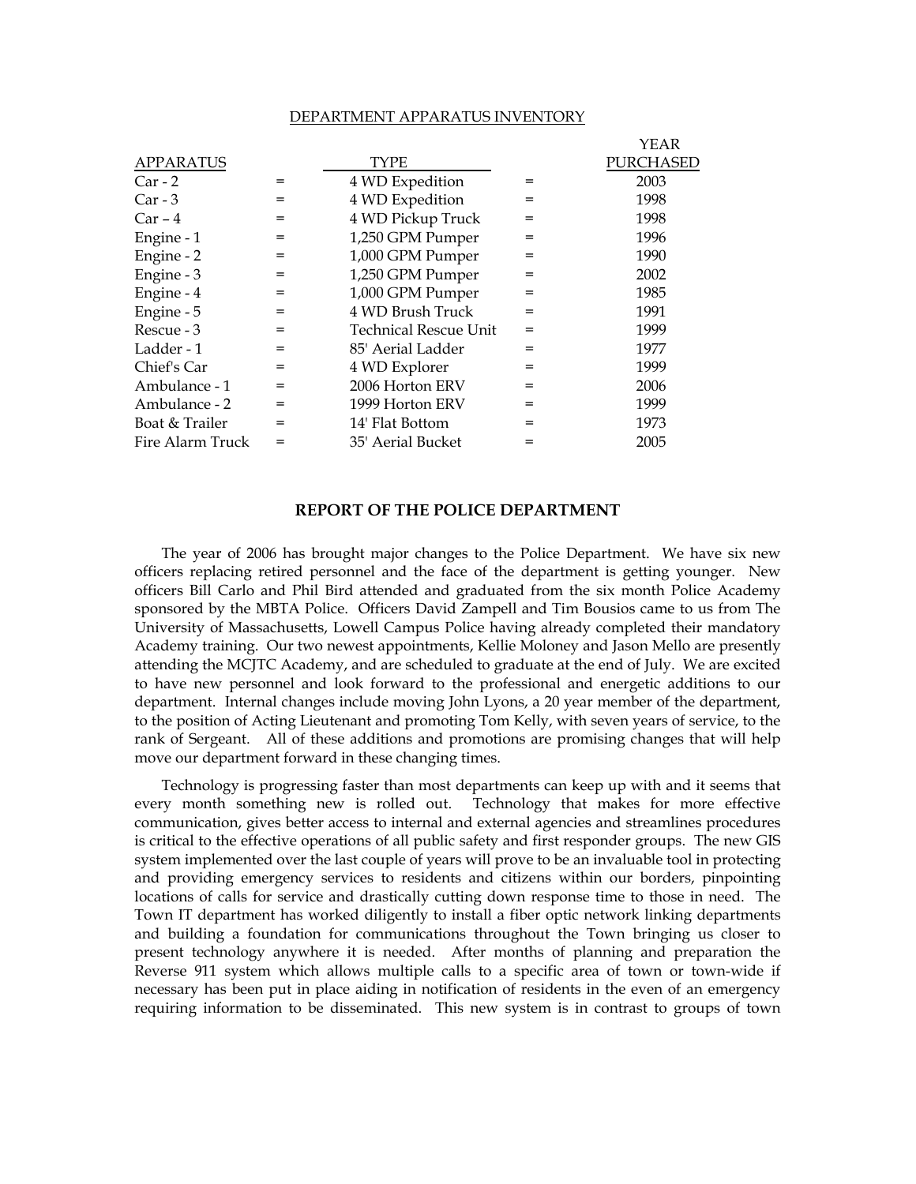## DEPARTMENT APPARATUS INVENTORY

| APPARATUS | | TYPE | | YEAR PURCHASED |
|---|---|---|---|---|
| Car - 2 | = | 4 WD Expedition | = | 2003 |
| Car - 3 | = | 4 WD Expedition | = | 1998 |
| Car – 4 | = | 4 WD Pickup Truck | = | 1998 |
| Engine - 1 | = | 1,250 GPM Pumper | = | 1996 |
| Engine - 2 | = | 1,000 GPM Pumper | = | 1990 |
| Engine - 3 | = | 1,250 GPM Pumper | = | 2002 |
| Engine - 4 | = | 1,000 GPM Pumper | = | 1985 |
| Engine - 5 | = | 4 WD Brush Truck | = | 1991 |
| Rescue - 3 | = | Technical Rescue Unit | = | 1999 |
| Ladder - 1 | = | 85' Aerial Ladder | = | 1977 |
| Chief's Car | = | 4 WD Explorer | = | 1999 |
| Ambulance - 1 | = | 2006 Horton ERV | = | 2006 |
| Ambulance - 2 | = | 1999 Horton ERV | = | 1999 |
| Boat & Trailer | = | 14' Flat Bottom | = | 1973 |
| Fire Alarm Truck | = | 35' Aerial Bucket | = | 2005 |

## REPORT OF THE POLICE DEPARTMENT

The year of 2006 has brought major changes to the Police Department. We have six new officers replacing retired personnel and the face of the department is getting younger. New officers Bill Carlo and Phil Bird attended and graduated from the six month Police Academy sponsored by the MBTA Police. Officers David Zampell and Tim Bousios came to us from The University of Massachusetts, Lowell Campus Police having already completed their mandatory Academy training. Our two newest appointments, Kellie Moloney and Jason Mello are presently attending the MCJTC Academy, and are scheduled to graduate at the end of July. We are excited to have new personnel and look forward to the professional and energetic additions to our department. Internal changes include moving John Lyons, a 20 year member of the department, to the position of Acting Lieutenant and promoting Tom Kelly, with seven years of service, to the rank of Sergeant. All of these additions and promotions are promising changes that will help move our department forward in these changing times.

Technology is progressing faster than most departments can keep up with and it seems that every month something new is rolled out. Technology that makes for more effective communication, gives better access to internal and external agencies and streamlines procedures is critical to the effective operations of all public safety and first responder groups. The new GIS system implemented over the last couple of years will prove to be an invaluable tool in protecting and providing emergency services to residents and citizens within our borders, pinpointing locations of calls for service and drastically cutting down response time to those in need. The Town IT department has worked diligently to install a fiber optic network linking departments and building a foundation for communications throughout the Town bringing us closer to present technology anywhere it is needed. After months of planning and preparation the Reverse 911 system which allows multiple calls to a specific area of town or town-wide if necessary has been put in place aiding in notification of residents in the even of an emergency requiring information to be disseminated. This new system is in contrast to groups of town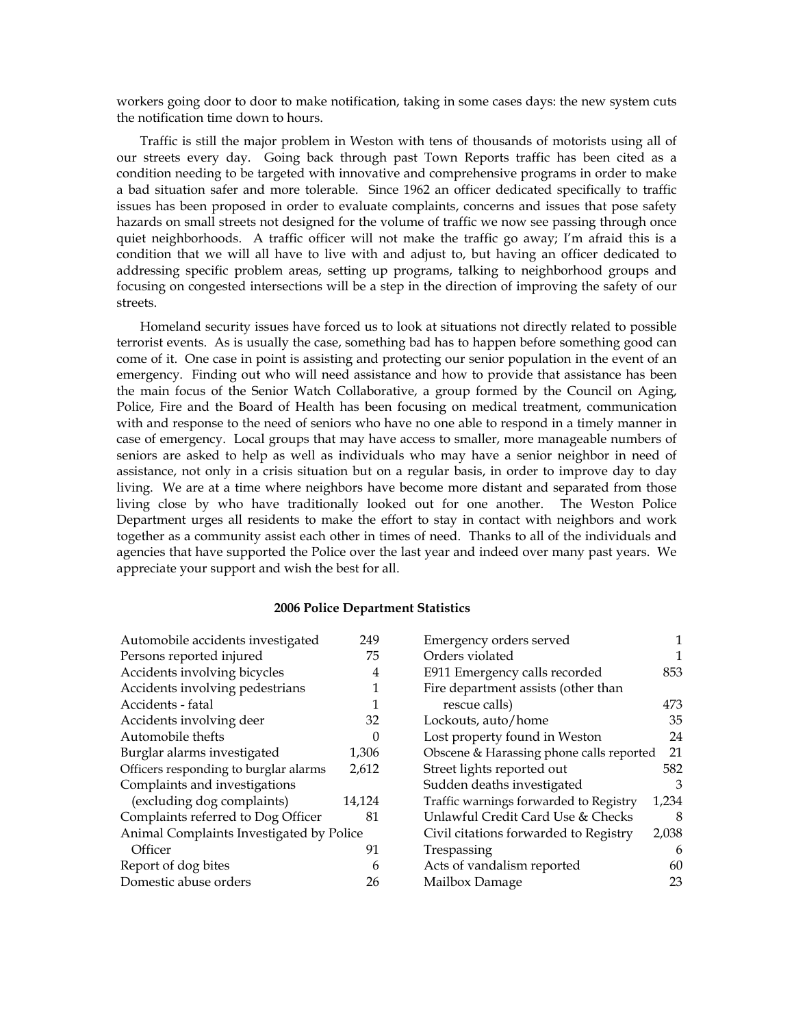workers going door to door to make notification, taking in some cases days: the new system cuts the notification time down to hours.

Traffic is still the major problem in Weston with tens of thousands of motorists using all of our streets every day. Going back through past Town Reports traffic has been cited as a condition needing to be targeted with innovative and comprehensive programs in order to make a bad situation safer and more tolerable. Since 1962 an officer dedicated specifically to traffic issues has been proposed in order to evaluate complaints, concerns and issues that pose safety hazards on small streets not designed for the volume of traffic we now see passing through once quiet neighborhoods. A traffic officer will not make the traffic go away; I'm afraid this is a condition that we will all have to live with and adjust to, but having an officer dedicated to addressing specific problem areas, setting up programs, talking to neighborhood groups and focusing on congested intersections will be a step in the direction of improving the safety of our streets.

Homeland security issues have forced us to look at situations not directly related to possible terrorist events. As is usually the case, something bad has to happen before something good can come of it. One case in point is assisting and protecting our senior population in the event of an emergency. Finding out who will need assistance and how to provide that assistance has been the main focus of the Senior Watch Collaborative, a group formed by the Council on Aging, Police, Fire and the Board of Health has been focusing on medical treatment, communication with and response to the need of seniors who have no one able to respond in a timely manner in case of emergency. Local groups that may have access to smaller, more manageable numbers of seniors are asked to help as well as individuals who may have a senior neighbor in need of assistance, not only in a crisis situation but on a regular basis, in order to improve day to day living. We are at a time where neighbors have become more distant and separated from those living close by who have traditionally looked out for one another. The Weston Police Department urges all residents to make the effort to stay in contact with neighbors and work together as a community assist each other in times of need. Thanks to all of the individuals and agencies that have supported the Police over the last year and indeed over many past years. We appreciate your support and wish the best for all.

**2006 Police Department Statistics**

| Item | Number |
|---|---|
| Automobile accidents investigated | 249 |
| Persons reported injured | 75 |
| Accidents involving bicycles | 4 |
| Accidents involving pedestrians | 1 |
| Accidents - fatal | 1 |
| Accidents involving deer | 32 |
| Automobile thefts | 0 |
| Burglar alarms investigated | 1,306 |
| Officers responding to burglar alarms | 2,612 |
| Complaints and investigations (excluding dog complaints) | 14,124 |
| Complaints referred to Dog Officer | 81 |
| Animal Complaints Investigated by Police Officer | 91 |
| Report of dog bites | 6 |
| Domestic abuse orders | 26 |
| Emergency orders served | 1 |
| Orders violated | 1 |
| E911 Emergency calls recorded | 853 |
| Fire department assists (other than rescue calls) | 473 |
| Lockouts, auto/home | 35 |
| Lost property found in Weston | 24 |
| Obscene & Harassing phone calls reported | 21 |
| Street lights reported out | 582 |
| Sudden deaths investigated | 3 |
| Traffic warnings forwarded to Registry | 1,234 |
| Unlawful Credit Card Use & Checks | 8 |
| Civil citations forwarded to Registry | 2,038 |
| Trespassing | 6 |
| Acts of vandalism reported | 60 |
| Mailbox Damage | 23 |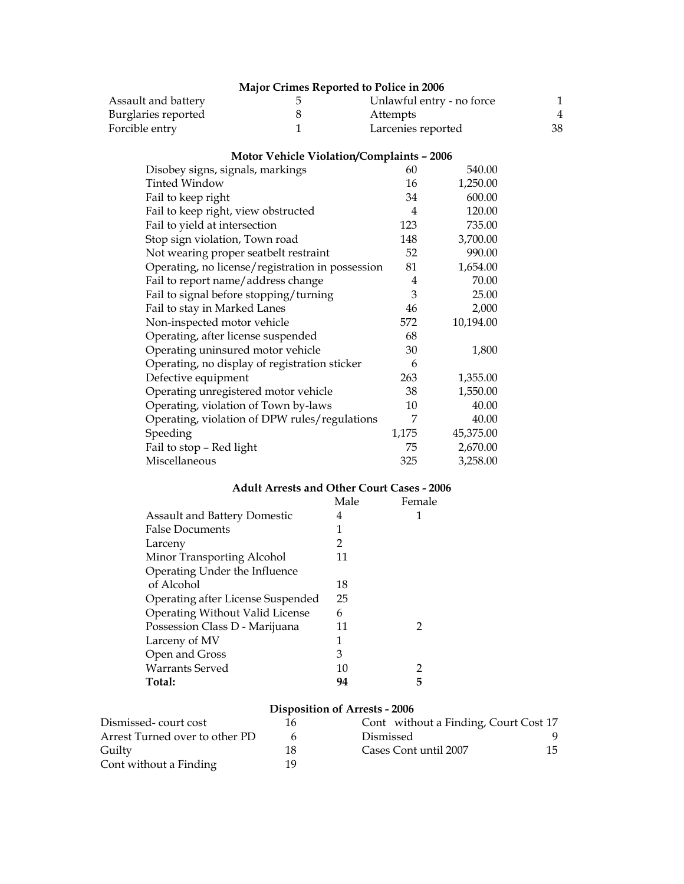### Major Crimes Reported to Police in 2006

| | | | |
|---|---|---|---|
| Assault and battery | 5 | Unlawful entry - no force | 1 |
| Burglaries reported | 8 | Attempts | 4 |
| Forcible entry | 1 | Larcenies reported | 38 |

### Motor Vehicle Violation/Complaints – 2006

| | | |
|---|---|---|
| Disobey signs, signals, markings | 60 | 540.00 |
| Tinted Window | 16 | 1,250.00 |
| Fail to keep right | 34 | 600.00 |
| Fail to keep right, view obstructed | 4 | 120.00 |
| Fail to yield at intersection | 123 | 735.00 |
| Stop sign violation, Town road | 148 | 3,700.00 |
| Not wearing proper seatbelt restraint | 52 | 990.00 |
| Operating, no license/registration in possession | 81 | 1,654.00 |
| Fail to report name/address change | 4 | 70.00 |
| Fail to signal before stopping/turning | 3 | 25.00 |
| Fail to stay in Marked Lanes | 46 | 2,000 |
| Non-inspected motor vehicle | 572 | 10,194.00 |
| Operating, after license suspended | 68 | |
| Operating uninsured motor vehicle | 30 | 1,800 |
| Operating, no display of registration sticker | 6 | |
| Defective equipment | 263 | 1,355.00 |
| Operating unregistered motor vehicle | 38 | 1,550.00 |
| Operating, violation of Town by-laws | 10 | 40.00 |
| Operating, violation of DPW rules/regulations | 7 | 40.00 |
| Speeding | 1,175 | 45,375.00 |
| Fail to stop – Red light | 75 | 2,670.00 |
| Miscellaneous | 325 | 3,258.00 |

### Adult Arrests and Other Court Cases - 2006

| | Male | Female |
|---|---|---|
| Assault and Battery Domestic | 4 | 1 |
| False Documents | 1 | |
| Larceny | 2 | |
| Minor Transporting Alcohol | 11 | |
| Operating Under the Influence of Alcohol | 18 | |
| Operating after License Suspended | 25 | |
| Operating Without Valid License | 6 | |
| Possession Class D - Marijuana | 11 | 2 |
| Larceny of MV | 1 | |
| Open and Gross | 3 | |
| Warrants Served | 10 | 2 |
| **Total:** | **94** | **5** |

### Disposition of Arrests - 2006

| | | | |
|---|---|---|---|
| Dismissed- court cost | 16 | Cont without a Finding, Court Cost | 17 |
| Arrest Turned over to other PD | 6 | Dismissed | 9 |
| Guilty | 18 | Cases Cont until 2007 | 15 |
| Cont without a Finding | 19 | | |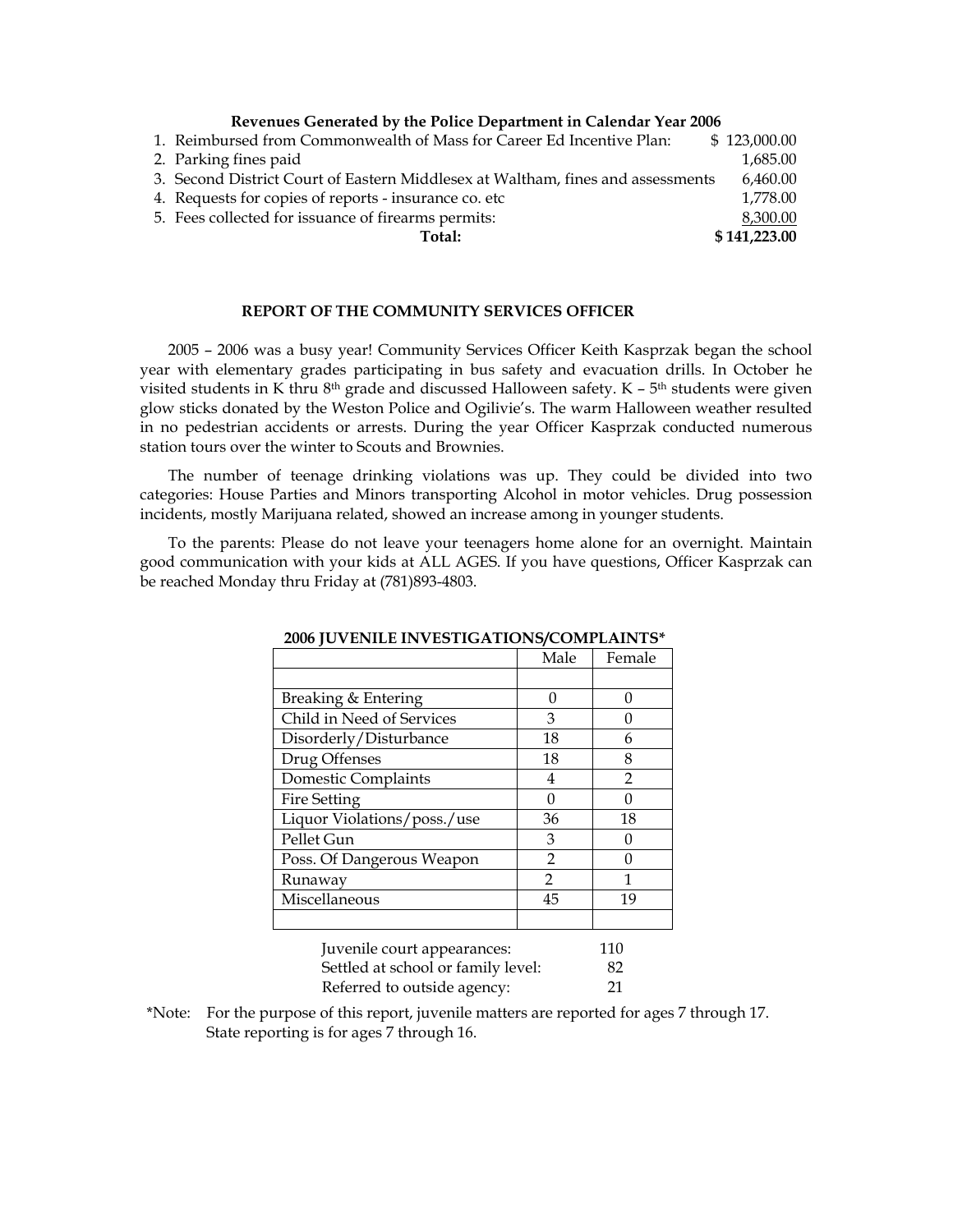**Revenues Generated by the Police Department in Calendar Year 2006**

| | |
|---|---|
| 1. Reimbursed from Commonwealth of Mass for Career Ed Incentive Plan: | $ 123,000.00 |
| 2. Parking fines paid | 1,685.00 |
| 3. Second District Court of Eastern Middlesex at Waltham, fines and assessments | 6,460.00 |
| 4. Requests for copies of reports - insurance co. etc | 1,778.00 |
| 5. Fees collected for issuance of firearms permits: | 8,300.00 |
| **Total:** | **$ 141,223.00** |

## REPORT OF THE COMMUNITY SERVICES OFFICER

2005 – 2006 was a busy year! Community Services Officer Keith Kasprzak began the school year with elementary grades participating in bus safety and evacuation drills. In October he visited students in K thru 8th grade and discussed Halloween safety. K – 5th students were given glow sticks donated by the Weston Police and Ogilivie's. The warm Halloween weather resulted in no pedestrian accidents or arrests. During the year Officer Kasprzak conducted numerous station tours over the winter to Scouts and Brownies.

The number of teenage drinking violations was up. They could be divided into two categories: House Parties and Minors transporting Alcohol in motor vehicles. Drug possession incidents, mostly Marijuana related, showed an increase among in younger students.

To the parents: Please do not leave your teenagers home alone for an overnight. Maintain good communication with your kids at ALL AGES. If you have questions, Officer Kasprzak can be reached Monday thru Friday at (781)893-4803.

**2006 JUVENILE INVESTIGATIONS/COMPLAINTS***

| | Male | Female |
|---|---|---|
| | | |
| Breaking & Entering | 0 | 0 |
| Child in Need of Services | 3 | 0 |
| Disorderly/Disturbance | 18 | 6 |
| Drug Offenses | 18 | 8 |
| Domestic Complaints | 4 | 2 |
| Fire Setting | 0 | 0 |
| Liquor Violations/poss./use | 36 | 18 |
| Pellet Gun | 3 | 0 |
| Poss. Of Dangerous Weapon | 2 | 0 |
| Runaway | 2 | 1 |
| Miscellaneous | 45 | 19 |
| | | |

| | |
|---|---|
| Juvenile court appearances: | 110 |
| Settled at school or family level: | 82 |
| Referred to outside agency: | 21 |

*Note: For the purpose of this report, juvenile matters are reported for ages 7 through 17. State reporting is for ages 7 through 16.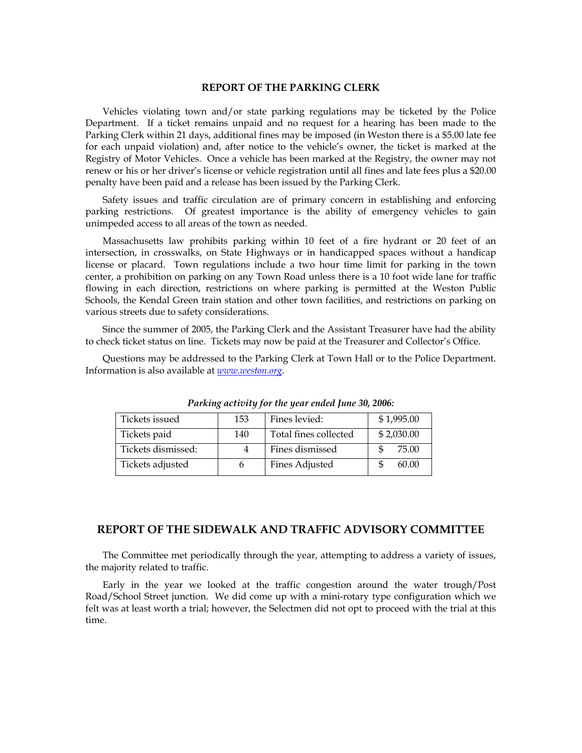## REPORT OF THE PARKING CLERK

Vehicles violating town and/or state parking regulations may be ticketed by the Police Department. If a ticket remains unpaid and no request for a hearing has been made to the Parking Clerk within 21 days, additional fines may be imposed (in Weston there is a $5.00 late fee for each unpaid violation) and, after notice to the vehicle's owner, the ticket is marked at the Registry of Motor Vehicles. Once a vehicle has been marked at the Registry, the owner may not renew or his or her driver's license or vehicle registration until all fines and late fees plus a $20.00 penalty have been paid and a release has been issued by the Parking Clerk.

Safety issues and traffic circulation are of primary concern in establishing and enforcing parking restrictions. Of greatest importance is the ability of emergency vehicles to gain unimpeded access to all areas of the town as needed.

Massachusetts law prohibits parking within 10 feet of a fire hydrant or 20 feet of an intersection, in crosswalks, on State Highways or in handicapped spaces without a handicap license or placard. Town regulations include a two hour time limit for parking in the town center, a prohibition on parking on any Town Road unless there is a 10 foot wide lane for traffic flowing in each direction, restrictions on where parking is permitted at the Weston Public Schools, the Kendal Green train station and other town facilities, and restrictions on parking on various streets due to safety considerations.

Since the summer of 2005, the Parking Clerk and the Assistant Treasurer have had the ability to check ticket status on line. Tickets may now be paid at the Treasurer and Collector's Office.

Questions may be addressed to the Parking Clerk at Town Hall or to the Police Department. Information is also available at www.weston.org.

*Parking activity for the year ended June 30, 2006:*

| | | | |
|---|---|---|---|
| Tickets issued | 153 | Fines levied: | $ 1,995.00 |
| Tickets paid | 140 | Total fines collected | $ 2,030.00 |
| Tickets dismissed: | 4 | Fines dismissed | $ 75.00 |
| Tickets adjusted | 6 | Fines Adjusted | $ 60.00 |

## REPORT OF THE SIDEWALK AND TRAFFIC ADVISORY COMMITTEE

The Committee met periodically through the year, attempting to address a variety of issues, the majority related to traffic.

Early in the year we looked at the traffic congestion around the water trough/Post Road/School Street junction. We did come up with a mini-rotary type configuration which we felt was at least worth a trial; however, the Selectmen did not opt to proceed with the trial at this time.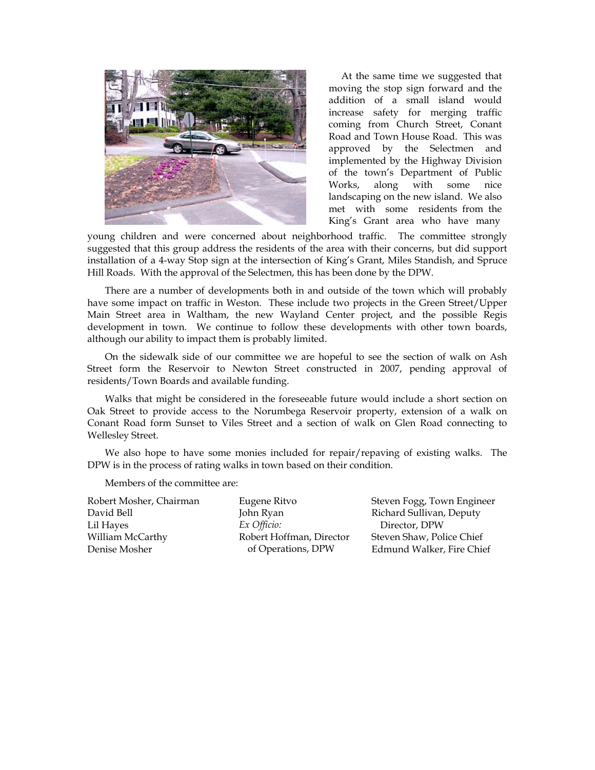At the same time we suggested that moving the stop sign forward and the addition of a small island would increase safety for merging traffic coming from Church Street, Conant Road and Town House Road. This was approved by the Selectmen and implemented by the Highway Division of the town's Department of Public Works, along with some nice landscaping on the new island. We also met with some residents from the King's Grant area who have many young children and were concerned about neighborhood traffic. The committee strongly suggested that this group address the residents of the area with their concerns, but did support installation of a 4-way Stop sign at the intersection of King's Grant, Miles Standish, and Spruce Hill Roads. With the approval of the Selectmen, this has been done by the DPW.

There are a number of developments both in and outside of the town which will probably have some impact on traffic in Weston. These include two projects in the Green Street/Upper Main Street area in Waltham, the new Wayland Center project, and the possible Regis development in town. We continue to follow these developments with other town boards, although our ability to impact them is probably limited.

On the sidewalk side of our committee we are hopeful to see the section of walk on Ash Street form the Reservoir to Newton Street constructed in 2007, pending approval of residents/Town Boards and available funding.

Walks that might be considered in the foreseeable future would include a short section on Oak Street to provide access to the Norumbega Reservoir property, extension of a walk on Conant Road form Sunset to Viles Street and a section of walk on Glen Road connecting to Wellesley Street.

We also hope to have some monies included for repair/repaving of existing walks. The DPW is in the process of rating walks in town based on their condition.

Members of the committee are:

Robert Mosher, Chairman
David Bell
Lil Hayes
William McCarthy
Denise Mosher
Eugene Ritvo
John Ryan

*Ex Officio:*

Robert Hoffman, Director of Operations, DPW
Steven Fogg, Town Engineer
Richard Sullivan, Deputy Director, DPW
Steven Shaw, Police Chief
Edmund Walker, Fire Chief